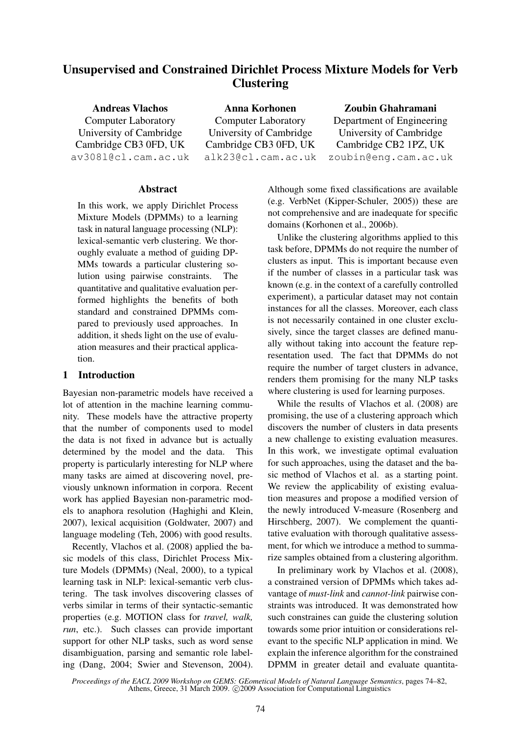# Unsupervised and Constrained Dirichlet Process Mixture Models for Verb Clustering

**Andreas Vlachos**
Computer Laboratory
University of Cambridge
Cambridge CB3 0FD, UK
av308l@cl.cam.ac.uk

**Anna Korhonen**
Computer Laboratory
University of Cambridge
Cambridge CB3 0FD, UK
alk23@cl.cam.ac.uk

**Zoubin Ghahramani**
Department of Engineering
University of Cambridge
Cambridge CB2 1PZ, UK
zoubin@eng.cam.ac.uk

## Abstract

In this work, we apply Dirichlet Process Mixture Models (DPMMs) to a learning task in natural language processing (NLP): lexical-semantic verb clustering. We thoroughly evaluate a method of guiding DPMMs towards a particular clustering solution using pairwise constraints. The quantitative and qualitative evaluation performed highlights the benefits of both standard and constrained DPMMs compared to previously used approaches. In addition, it sheds light on the use of evaluation measures and their practical application.

## 1 Introduction

Bayesian non-parametric models have received a lot of attention in the machine learning community. These models have the attractive property that the number of components used to model the data is not fixed in advance but is actually determined by the model and the data. This property is particularly interesting for NLP where many tasks are aimed at discovering novel, previously unknown information in corpora. Recent work has applied Bayesian non-parametric models to anaphora resolution (Haghighi and Klein, 2007), lexical acquisition (Goldwater, 2007) and language modeling (Teh, 2006) with good results.

Recently, Vlachos et al. (2008) applied the basic models of this class, Dirichlet Process Mixture Models (DPMMs) (Neal, 2000), to a typical learning task in NLP: lexical-semantic verb clustering. The task involves discovering classes of verbs similar in terms of their syntactic-semantic properties (e.g. MOTION class for *travel, walk, run*, etc.). Such classes can provide important support for other NLP tasks, such as word sense disambiguation, parsing and semantic role labeling (Dang, 2004; Swier and Stevenson, 2004). Although some fixed classifications are available (e.g. VerbNet (Kipper-Schuler, 2005)) these are not comprehensive and are inadequate for specific domains (Korhonen et al., 2006b).

Unlike the clustering algorithms applied to this task before, DPMMs do not require the number of clusters as input. This is important because even if the number of classes in a particular task was known (e.g. in the context of a carefully controlled experiment), a particular dataset may not contain instances for all the classes. Moreover, each class is not necessarily contained in one cluster exclusively, since the target classes are defined manually without taking into account the feature representation used. The fact that DPMMs do not require the number of target clusters in advance, renders them promising for the many NLP tasks where clustering is used for learning purposes.

While the results of Vlachos et al. (2008) are promising, the use of a clustering approach which discovers the number of clusters in data presents a new challenge to existing evaluation measures. In this work, we investigate optimal evaluation for such approaches, using the dataset and the basic method of Vlachos et al. as a starting point. We review the applicability of existing evaluation measures and propose a modified version of the newly introduced V-measure (Rosenberg and Hirschberg, 2007). We complement the quantitative evaluation with thorough qualitative assessment, for which we introduce a method to summarize samples obtained from a clustering algorithm.

In preliminary work by Vlachos et al. (2008), a constrained version of DPMMs which takes advantage of *must-link* and *cannot-link* pairwise constraints was introduced. It was demonstrated how such constraines can guide the clustering solution towards some prior intuition or considerations relevant to the specific NLP application in mind. We explain the inference algorithm for the constrained DPMM in greater detail and evaluate quantita-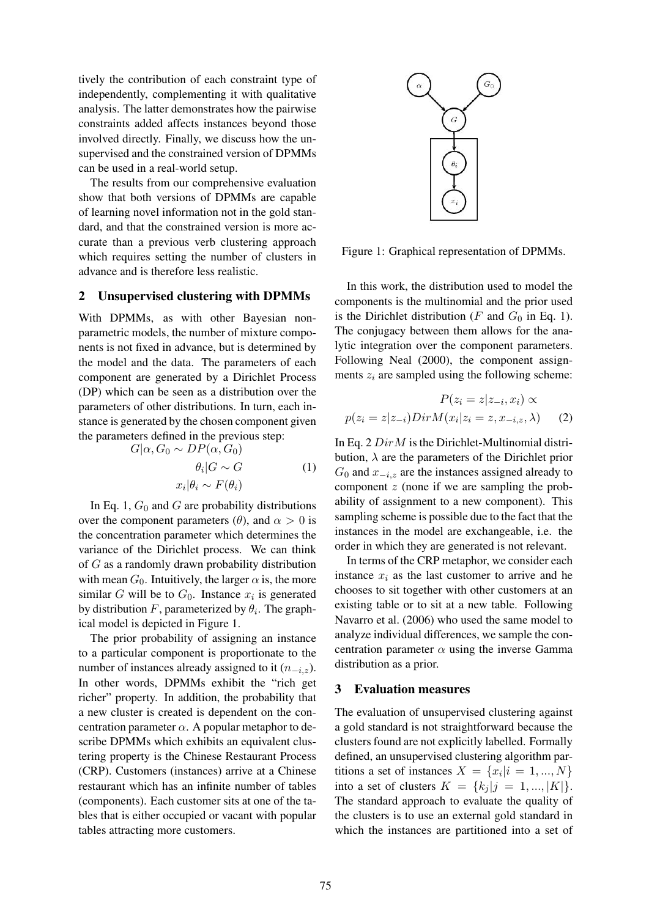tively the contribution of each constraint type of independently, complementing it with qualitative analysis. The latter demonstrates how the pairwise constraints added affects instances beyond those involved directly. Finally, we discuss how the unsupervised and the constrained version of DPMMs can be used in a real-world setup.

The results from our comprehensive evaluation show that both versions of DPMMs are capable of learning novel information not in the gold standard, and that the constrained version is more accurate than a previous verb clustering approach which requires setting the number of clusters in advance and is therefore less realistic.

## 2 Unsupervised clustering with DPMMs

With DPMMs, as with other Bayesian non-parametric models, the number of mixture components is not fixed in advance, but is determined by the model and the data. The parameters of each component are generated by a Dirichlet Process (DP) which can be seen as a distribution over the parameters of other distributions. In turn, each instance is generated by the chosen component given the parameters defined in the previous step:

$$\begin{aligned} G|\alpha, G_0 &\sim DP(\alpha, G_0) \\ \theta_i|G &\sim G \\ x_i|\theta_i &\sim F(\theta_i) \end{aligned} \quad (1)$$

In Eq. 1, $G_0$ and $G$ are probability distributions over the component parameters ($\theta$), and $\alpha > 0$ is the concentration parameter which determines the variance of the Dirichlet process. We can think of $G$ as a randomly drawn probability distribution with mean $G_0$. Intuitively, the larger $\alpha$ is, the more similar $G$ will be to $G_0$. Instance $x_i$ is generated by distribution $F$, parameterized by $\theta_i$. The graphical model is depicted in Figure 1.

The prior probability of assigning an instance to a particular component is proportionate to the number of instances already assigned to it ($n_{-i,z}$). In other words, DPMMs exhibit the "rich get richer" property. In addition, the probability that a new cluster is created is dependent on the concentration parameter $\alpha$. A popular metaphor to describe DPMMs which exhibits an equivalent clustering property is the Chinese Restaurant Process (CRP). Customers (instances) arrive at a Chinese restaurant which has an infinite number of tables (components). Each customer sits at one of the tables that is either occupied or vacant with popular tables attracting more customers.

Figure 1: Graphical representation of DPMMs.

In this work, the distribution used to model the components is the multinomial and the prior used is the Dirichlet distribution ($F$ and $G_0$ in Eq. 1). The conjugacy between them allows for the analytic integration over the component parameters. Following Neal (2000), the component assignments $z_i$ are sampled using the following scheme:

$$P(z_i = z|z_{-i}, x_i) \propto p(z_i = z|z_{-i}) DirM(x_i|z_i = z, x_{-i,z}, \lambda) \quad (2)$$

In Eq. 2 $DirM$ is the Dirichlet-Multinomial distribution, $\lambda$ are the parameters of the Dirichlet prior $G_0$ and $x_{-i,z}$ are the instances assigned already to component $z$ (none if we are sampling the probability of assignment to a new component). This sampling scheme is possible due to the fact that the instances in the model are exchangeable, i.e. the order in which they are generated is not relevant.

In terms of the CRP metaphor, we consider each instance $x_i$ as the last customer to arrive and he chooses to sit together with other customers at an existing table or to sit at a new table. Following Navarro et al. (2006) who used the same model to analyze individual differences, we sample the concentration parameter $\alpha$ using the inverse Gamma distribution as a prior.

## 3 Evaluation measures

The evaluation of unsupervised clustering against a gold standard is not straightforward because the clusters found are not explicitly labelled. Formally defined, an unsupervised clustering algorithm partitions a set of instances $X = \{x_i | i = 1, ..., N\}$ into a set of clusters $K = \{k_j | j = 1, ..., |K|\}$. The standard approach to evaluate the quality of the clusters is to use an external gold standard in which the instances are partitioned into a set of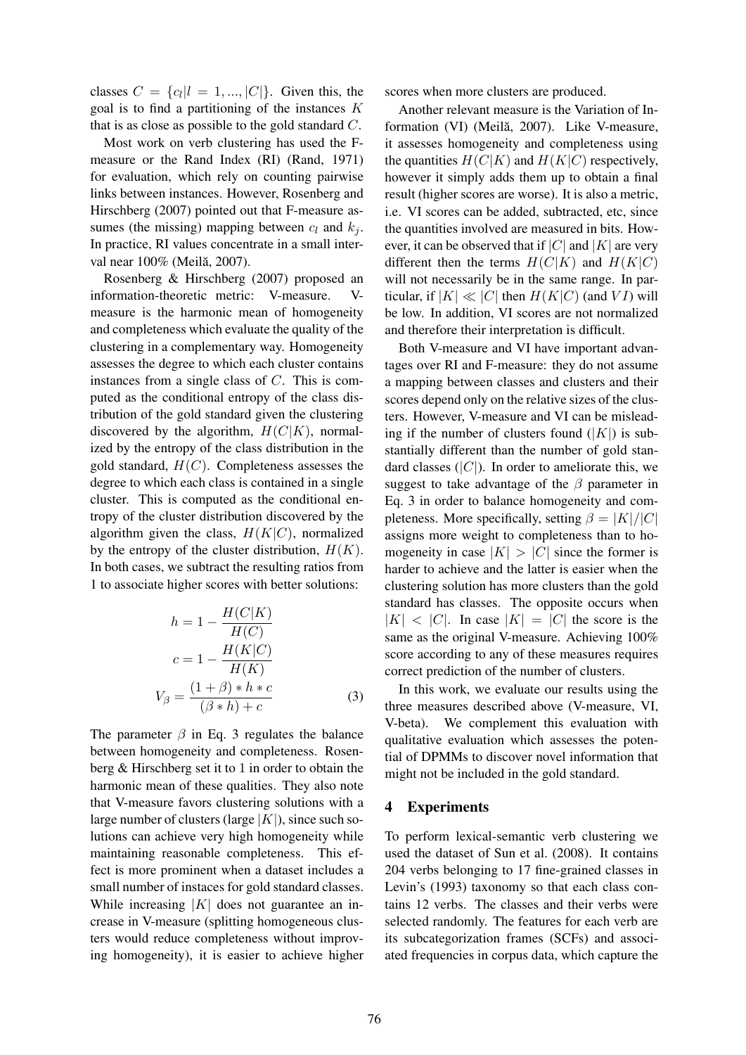classes $C = \{c_l | l = 1, ..., |C|\}$. Given this, the goal is to find a partitioning of the instances $K$ that is as close as possible to the gold standard $C$.

Most work on verb clustering has used the F-measure or the Rand Index (RI) (Rand, 1971) for evaluation, which rely on counting pairwise links between instances. However, Rosenberg and Hirschberg (2007) pointed out that F-measure assumes (the missing) mapping between $c_l$ and $k_j$. In practice, RI values concentrate in a small interval near 100% (Meilă, 2007).

Rosenberg & Hirschberg (2007) proposed an information-theoretic metric: V-measure. V-measure is the harmonic mean of homogeneity and completeness which evaluate the quality of the clustering in a complementary way. Homogeneity assesses the degree to which each cluster contains instances from a single class of $C$. This is computed as the conditional entropy of the class distribution of the gold standard given the clustering discovered by the algorithm, $H(C|K)$, normalized by the entropy of the class distribution in the gold standard, $H(C)$. Completeness assesses the degree to which each class is contained in a single cluster. This is computed as the conditional entropy of the cluster distribution discovered by the algorithm given the class, $H(K|C)$, normalized by the entropy of the cluster distribution, $H(K)$. In both cases, we subtract the resulting ratios from 1 to associate higher scores with better solutions:

$$h = 1 - \frac{H(C|K)}{H(C)}$$

$$c = 1 - \frac{H(K|C)}{H(K)}$$

$$V_\beta = \frac{(1+\beta) * h * c}{(\beta * h) + c} \quad (3)$$

The parameter $\beta$ in Eq. 3 regulates the balance between homogeneity and completeness. Rosenberg & Hirschberg set it to 1 in order to obtain the harmonic mean of these qualities. They also note that V-measure favors clustering solutions with a large number of clusters (large $|K|$), since such solutions can achieve very high homogeneity while maintaining reasonable completeness. This effect is more prominent when a dataset includes a small number of instaces for gold standard classes. While increasing $|K|$ does not guarantee an increase in V-measure (splitting homogeneous clusters would reduce completeness without improving homogeneity), it is easier to achieve higher scores when more clusters are produced.

Another relevant measure is the Variation of Information (VI) (Meilă, 2007). Like V-measure, it assesses homogeneity and completeness using the quantities $H(C|K)$ and $H(K|C)$ respectively, however it simply adds them up to obtain a final result (higher scores are worse). It is also a metric, i.e. VI scores can be added, subtracted, etc, since the quantities involved are measured in bits. However, it can be observed that if $|C|$ and $|K|$ are very different then the terms $H(C|K)$ and $H(K|C)$ will not necessarily be in the same range. In particular, if $|K| \ll |C|$ then $H(K|C)$ (and $VI$) will be low. In addition, VI scores are not normalized and therefore their interpretation is difficult.

Both V-measure and VI have important advantages over RI and F-measure: they do not assume a mapping between classes and clusters and their scores depend only on the relative sizes of the clusters. However, V-measure and VI can be misleading if the number of clusters found ($|K|$) is substantially different than the number of gold standard classes ($|C|$). In order to ameliorate this, we suggest to take advantage of the $\beta$ parameter in Eq. 3 in order to balance homogeneity and completeness. More specifically, setting $\beta = |K|/|C|$ assigns more weight to completeness than to homogeneity in case $|K| > |C|$ since the former is harder to achieve and the latter is easier when the clustering solution has more clusters than the gold standard has classes. The opposite occurs when $|K| < |C|$. In case $|K| = |C|$ the score is the same as the original V-measure. Achieving 100% score according to any of these measures requires correct prediction of the number of clusters.

In this work, we evaluate our results using the three measures described above (V-measure, VI, V-beta). We complement this evaluation with qualitative evaluation which assesses the potential of DPMMs to discover novel information that might not be included in the gold standard.

## 4 Experiments

To perform lexical-semantic verb clustering we used the dataset of Sun et al. (2008). It contains 204 verbs belonging to 17 fine-grained classes in Levin's (1993) taxonomy so that each class contains 12 verbs. The classes and their verbs were selected randomly. The features for each verb are its subcategorization frames (SCFs) and associated frequencies in corpus data, which capture the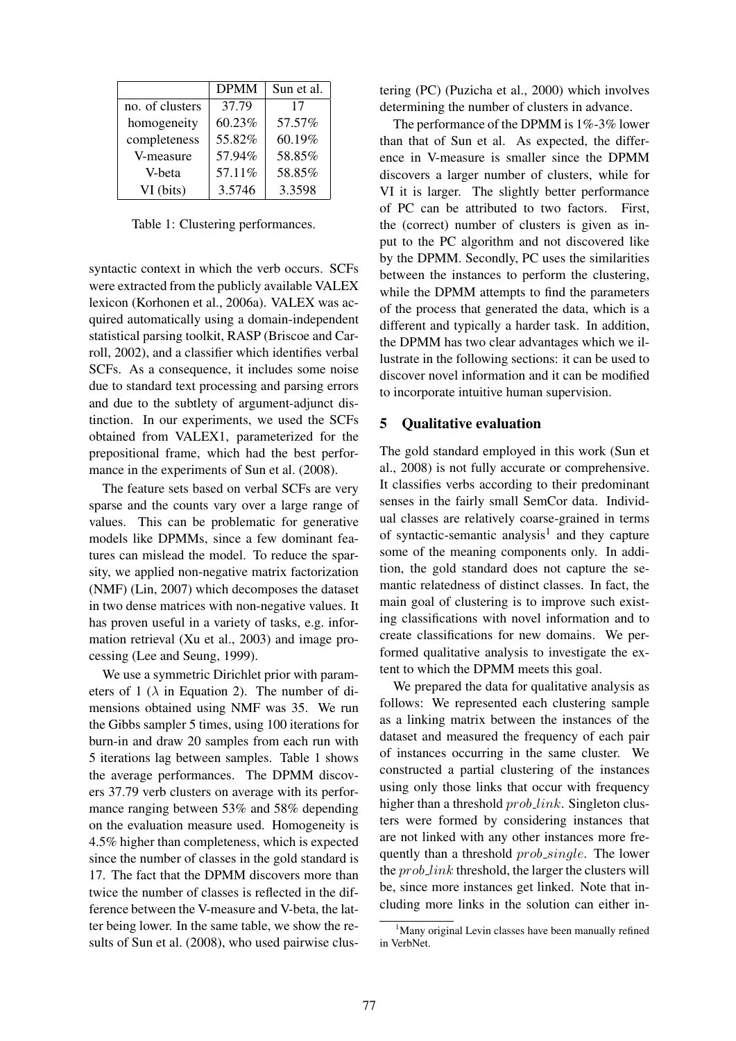|  | DPMM | Sun et al. |
|---|---|---|
| no. of clusters | 37.79 | 17 |
| homogeneity | 60.23% | 57.57% |
| completeness | 55.82% | 60.19% |
| V-measure | 57.94% | 58.85% |
| V-beta | 57.11% | 58.85% |
| VI (bits) | 3.5746 | 3.3598 |

Table 1: Clustering performances.

syntactic context in which the verb occurs. SCFs were extracted from the publicly available VALEX lexicon (Korhonen et al., 2006a). VALEX was acquired automatically using a domain-independent statistical parsing toolkit, RASP (Briscoe and Carroll, 2002), and a classifier which identifies verbal SCFs. As a consequence, it includes some noise due to standard text processing and parsing errors and due to the subtlety of argument-adjunct distinction. In our experiments, we used the SCFs obtained from VALEX1, parameterized for the prepositional frame, which had the best performance in the experiments of Sun et al. (2008).

The feature sets based on verbal SCFs are very sparse and the counts vary over a large range of values. This can be problematic for generative models like DPMMs, since a few dominant features can mislead the model. To reduce the sparsity, we applied non-negative matrix factorization (NMF) (Lin, 2007) which decomposes the dataset in two dense matrices with non-negative values. It has proven useful in a variety of tasks, e.g. information retrieval (Xu et al., 2003) and image processing (Lee and Seung, 1999).

We use a symmetric Dirichlet prior with parameters of 1 ($\lambda$ in Equation 2). The number of dimensions obtained using NMF was 35. We run the Gibbs sampler 5 times, using 100 iterations for burn-in and draw 20 samples from each run with 5 iterations lag between samples. Table 1 shows the average performances. The DPMM discovers 37.79 verb clusters on average with its performance ranging between 53% and 58% depending on the evaluation measure used. Homogeneity is 4.5% higher than completeness, which is expected since the number of classes in the gold standard is 17. The fact that the DPMM discovers more than twice the number of classes is reflected in the difference between the V-measure and V-beta, the latter being lower. In the same table, we show the results of Sun et al. (2008), who used pairwise clustering (PC) (Puzicha et al., 2000) which involves determining the number of clusters in advance.

The performance of the DPMM is 1%-3% lower than that of Sun et al. As expected, the difference in V-measure is smaller since the DPMM discovers a larger number of clusters, while for VI it is larger. The slightly better performance of PC can be attributed to two factors. First, the (correct) number of clusters is given as input to the PC algorithm and not discovered like by the DPMM. Secondly, PC uses the similarities between the instances to perform the clustering, while the DPMM attempts to find the parameters of the process that generated the data, which is a different and typically a harder task. In addition, the DPMM has two clear advantages which we illustrate in the following sections: it can be used to discover novel information and it can be modified to incorporate intuitive human supervision.

## 5 Qualitative evaluation

The gold standard employed in this work (Sun et al., 2008) is not fully accurate or comprehensive. It classifies verbs according to their predominant senses in the fairly small SemCor data. Individual classes are relatively coarse-grained in terms of syntactic-semantic analysis[1] and they capture some of the meaning components only. In addition, the gold standard does not capture the semantic relatedness of distinct classes. In fact, the main goal of clustering is to improve such existing classifications with novel information and to create classifications for new domains. We performed qualitative analysis to investigate the extent to which the DPMM meets this goal.

We prepared the data for qualitative analysis as follows: We represented each clustering sample as a linking matrix between the instances of the dataset and measured the frequency of each pair of instances occurring in the same cluster. We constructed a partial clustering of the instances using only those links that occur with frequency higher than a threshold $prob\_link$. Singleton clusters were formed by considering instances that are not linked with any other instances more frequently than a threshold $prob\_single$. The lower the $prob\_link$ threshold, the larger the clusters will be, since more instances get linked. Note that including more links in the solution can either in-

[1] Many original Levin classes have been manually refined in VerbNet.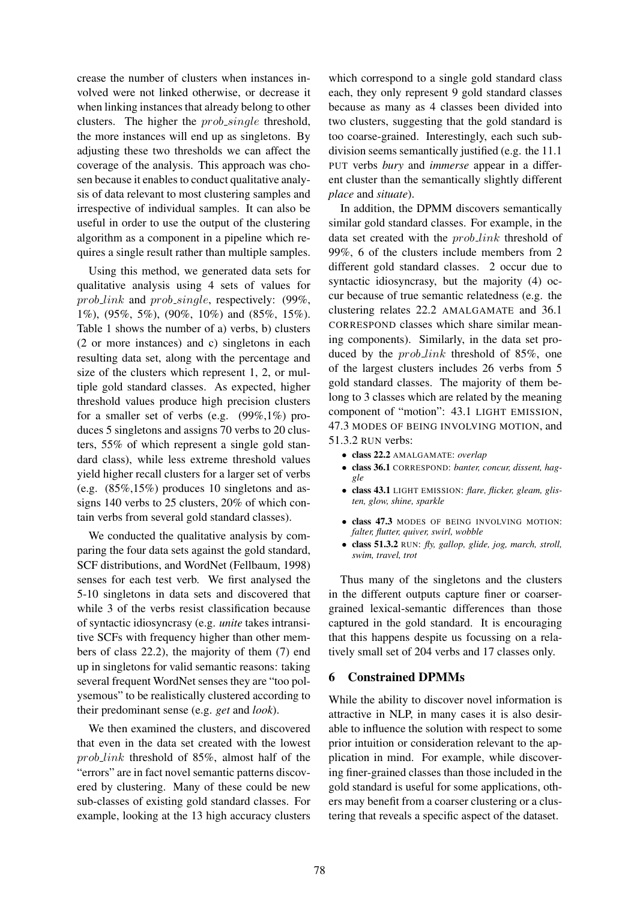crease the number of clusters when instances involved were not linked otherwise, or decrease it when linking instances that already belong to other clusters. The higher the $prob\_single$ threshold, the more instances will end up as singletons. By adjusting these two thresholds we can affect the coverage of the analysis. This approach was chosen because it enables to conduct qualitative analysis of data relevant to most clustering samples and irrespective of individual samples. It can also be useful in order to use the output of the clustering algorithm as a component in a pipeline which requires a single result rather than multiple samples.

Using this method, we generated data sets for qualitative analysis using 4 sets of values for $prob\_link$ and $prob\_single$, respectively: (99%, 1%), (95%, 5%), (90%, 10%) and (85%, 15%). Table 1 shows the number of a) verbs, b) clusters (2 or more instances) and c) singletons in each resulting data set, along with the percentage and size of the clusters which represent 1, 2, or multiple gold standard classes. As expected, higher threshold values produce high precision clusters for a smaller set of verbs (e.g. (99%,1%) produces 5 singletons and assigns 70 verbs to 20 clusters, 55% of which represent a single gold standard class), while less extreme threshold values yield higher recall clusters for a larger set of verbs (e.g. (85%,15%) produces 10 singletons and assigns 140 verbs to 25 clusters, 20% of which contain verbs from several gold standard classes).

We conducted the qualitative analysis by comparing the four data sets against the gold standard, SCF distributions, and WordNet (Fellbaum, 1998) senses for each test verb. We first analysed the 5-10 singletons in data sets and discovered that while 3 of the verbs resist classification because of syntactic idiosyncrasy (e.g. *unite* takes intransitive SCFs with frequency higher than other members of class 22.2), the majority of them (7) end up in singletons for valid semantic reasons: taking several frequent WordNet senses they are "too polysemous" to be realistically clustered according to their predominant sense (e.g. *get* and *look*).

We then examined the clusters, and discovered that even in the data set created with the lowest $prob\_link$ threshold of 85%, almost half of the "errors" are in fact novel semantic patterns discovered by clustering. Many of these could be new sub-classes of existing gold standard classes. For example, looking at the 13 high accuracy clusters which correspond to a single gold standard class each, they only represent 9 gold standard classes because as many as 4 classes been divided into two clusters, suggesting that the gold standard is too coarse-grained. Interestingly, each such subdivision seems semantically justified (e.g. the 11.1 PUT verbs *bury* and *immerse* appear in a different cluster than the semantically slightly different *place* and *situate*).

In addition, the DPMM discovers semantically similar gold standard classes. For example, in the data set created with the $prob\_link$ threshold of 99%, 6 of the clusters include members from 2 different gold standard classes. 2 occur due to syntactic idiosyncrasy, but the majority (4) occur because of true semantic relatedness (e.g. the clustering relates 22.2 AMALGAMATE and 36.1 CORRESPOND classes which share similar meaning components). Similarly, in the data set produced by the $prob\_link$ threshold of 85%, one of the largest clusters includes 26 verbs from 5 gold standard classes. The majority of them belong to 3 classes which are related by the meaning component of "motion": 43.1 LIGHT EMISSION, 47.3 MODES OF BEING INVOLVING MOTION, and 51.3.2 RUN verbs:

- **class 22.2** AMALGAMATE: *overlap*
- **class 36.1** CORRESPOND: *banter, concur, dissent, haggle*
- **class 43.1** LIGHT EMISSION: *flare, flicker, gleam, glisten, glow, shine, sparkle*
- **class 47.3** MODES OF BEING INVOLVING MOTION: *falter, flutter, quiver, swirl, wobble*
- **class 51.3.2** RUN: *fly, gallop, glide, jog, march, stroll, swim, travel, trot*

Thus many of the singletons and the clusters in the different outputs capture finer or coarser-grained lexical-semantic differences than those captured in the gold standard. It is encouraging that this happens despite us focussing on a relatively small set of 204 verbs and 17 classes only.

## 6 Constrained DPMMs

While the ability to discover novel information is attractive in NLP, in many cases it is also desirable to influence the solution with respect to some prior intuition or consideration relevant to the application in mind. For example, while discovering finer-grained classes than those included in the gold standard is useful for some applications, others may benefit from a coarser clustering or a clustering that reveals a specific aspect of the dataset.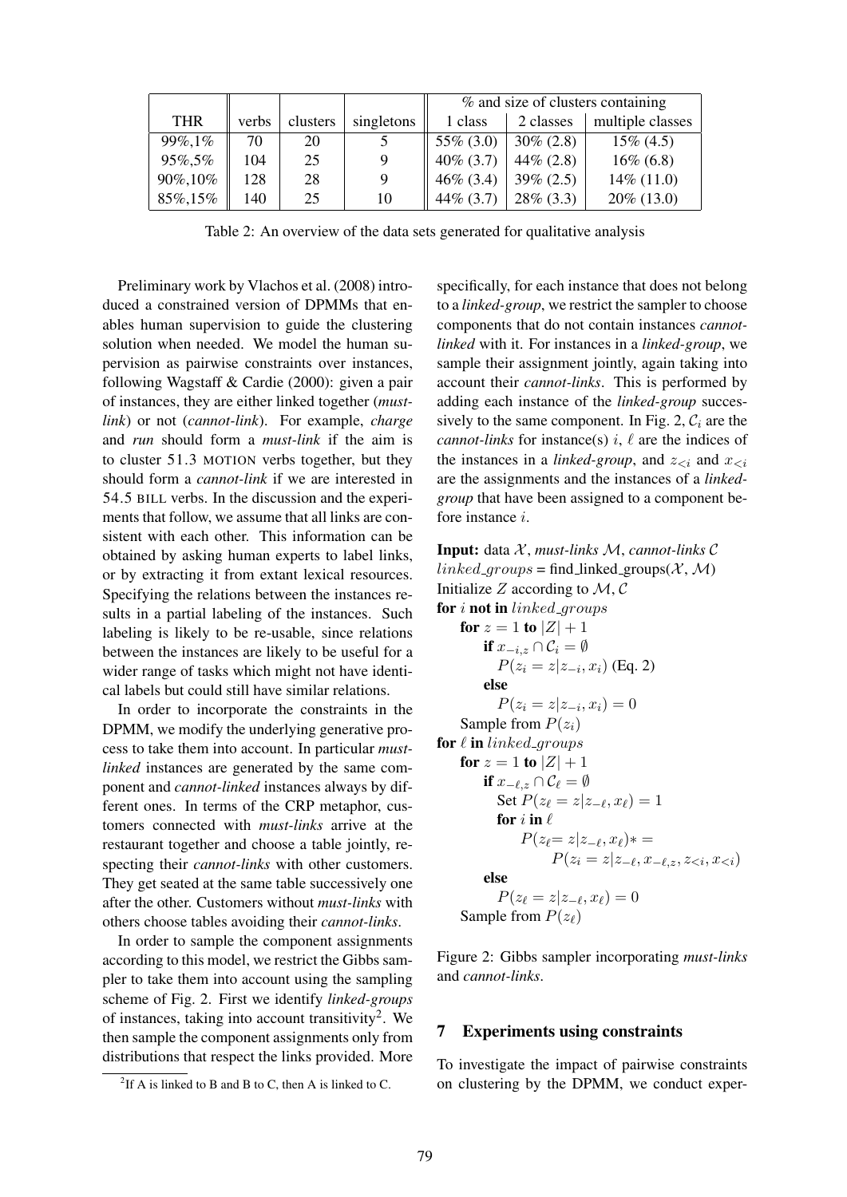| THR | verbs | clusters | singletons | % and size of clusters containing | | |
|---|---|---|---|---|---|---|
| | | | | 1 class | 2 classes | multiple classes |
| 99%,1% | 70 | 20 | 5 | 55% (3.0) | 30% (2.8) | 15% (4.5) |
| 95%,5% | 104 | 25 | 9 | 40% (3.7) | 44% (2.8) | 16% (6.8) |
| 90%,10% | 128 | 28 | 9 | 46% (3.4) | 39% (2.5) | 14% (11.0) |
| 85%,15% | 140 | 25 | 10 | 44% (3.7) | 28% (3.3) | 20% (13.0) |

Table 2: An overview of the data sets generated for qualitative analysis

Preliminary work by Vlachos et al. (2008) introduced a constrained version of DPMMs that enables human supervision to guide the clustering solution when needed. We model the human supervision as pairwise constraints over instances, following Wagstaff & Cardie (2000): given a pair of instances, they are either linked together (*must-link*) or not (*cannot-link*). For example, *charge* and *run* should form a *must-link* if the aim is to cluster 51.3 MOTION verbs together, but they should form a *cannot-link* if we are interested in 54.5 BILL verbs. In the discussion and the experiments that follow, we assume that all links are consistent with each other. This information can be obtained by asking human experts to label links, or by extracting it from extant lexical resources. Specifying the relations between the instances results in a partial labeling of the instances. Such labeling is likely to be re-usable, since relations between the instances are likely to be useful for a wider range of tasks which might not have identical labels but could still have similar relations.

In order to incorporate the constraints in the DPMM, we modify the underlying generative process to take them into account. In particular *must-linked* instances are generated by the same component and *cannot-linked* instances always by different ones. In terms of the CRP metaphor, customers connected with *must-links* arrive at the restaurant together and choose a table jointly, respecting their *cannot-links* with other customers. They get seated at the same table successively one after the other. Customers without *must-links* with others choose tables avoiding their *cannot-links*.

In order to sample the component assignments according to this model, we restrict the Gibbs sampler to take them into account using the sampling scheme of Fig. 2. First we identify *linked-groups* of instances, taking into account transitivity[2]. We then sample the component assignments only from distributions that respect the links provided. More specifically, for each instance that does not belong to a *linked-group*, we restrict the sampler to choose components that do not contain instances *cannot-linked* with it. For instances in a *linked-group*, we sample their assignment jointly, again taking into account their *cannot-links*. This is performed by adding each instance of the *linked-group* successively to the same component. In Fig. 2, $\mathcal{C}_i$ are the *cannot-links* for instance(s) $i$, $\ell$ are the indices of the instances in a *linked-group*, and $z_{<i}$ and $x_{<i}$ are the assignments and the instances of a *linked-group* that have been assigned to a component before instance $i$.

**Input:** data $\mathcal{X}$, *must-links* $\mathcal{M}$, *cannot-links* $\mathcal{C}$
$linked\_groups$ = find_linked_groups($\mathcal{X}$, $\mathcal{M}$)
Initialize $Z$ according to $\mathcal{M}$, $\mathcal{C}$
**for** $i$ **not in** $linked\_groups$
  **for** $z = 1$ **to** $|Z| + 1$
    **if** $x_{-i,z} \cap \mathcal{C}_i = \emptyset$
      $P(z_i = z|z_{-i}, x_i)$ (Eq. 2)
    **else**
      $P(z_i = z|z_{-i}, x_i) = 0$
  Sample from $P(z_i)$
**for** $\ell$ **in** $linked\_groups$
  **for** $z = 1$ **to** $|Z| + 1$
    **if** $x_{-\ell,z} \cap \mathcal{C}_\ell = \emptyset$
      Set $P(z_\ell = z|z_{-\ell}, x_\ell) = 1$
      **for** $i$ **in** $\ell$
        $P(z_\ell = z|z_{-\ell}, x_\ell) * =$
          $P(z_i = z|z_{-\ell}, x_{-\ell,z}, z_{<i}, x_{<i})$
    **else**
      $P(z_\ell = z|z_{-\ell}, x_\ell) = 0$
  Sample from $P(z_\ell)$

Figure 2: Gibbs sampler incorporating *must-links* and *cannot-links*.

## 7 Experiments using constraints

To investigate the impact of pairwise constraints on clustering by the DPMM, we conduct exper-

[2] If A is linked to B and B to C, then A is linked to C.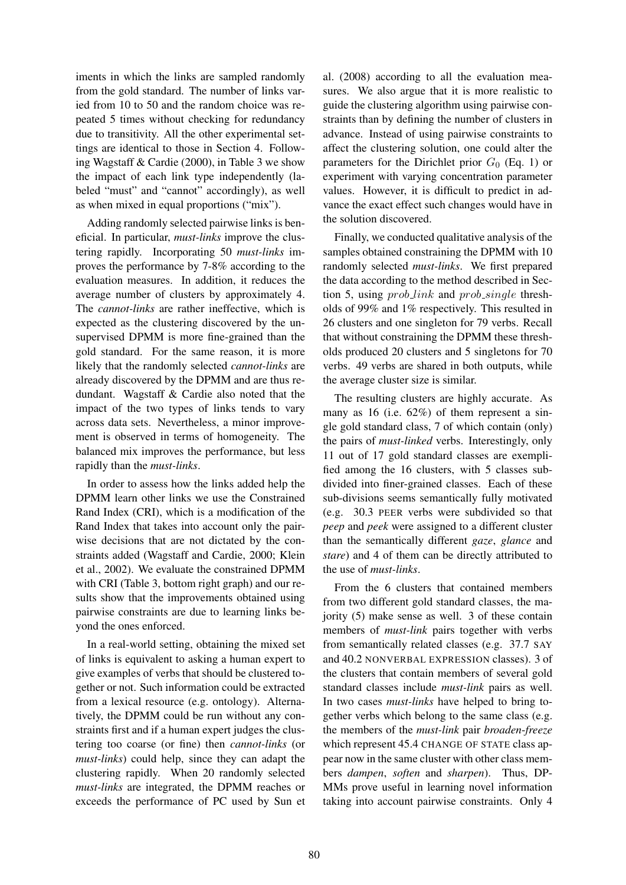iments in which the links are sampled randomly from the gold standard. The number of links varied from 10 to 50 and the random choice was repeated 5 times without checking for redundancy due to transitivity. All the other experimental settings are identical to those in Section 4. Following Wagstaff & Cardie (2000), in Table 3 we show the impact of each link type independently (labeled "must" and "cannot" accordingly), as well as when mixed in equal proportions ("mix").

Adding randomly selected pairwise links is beneficial. In particular, *must-links* improve the clustering rapidly. Incorporating 50 *must-links* improves the performance by 7-8% according to the evaluation measures. In addition, it reduces the average number of clusters by approximately 4. The *cannot-links* are rather ineffective, which is expected as the clustering discovered by the unsupervised DPMM is more fine-grained than the gold standard. For the same reason, it is more likely that the randomly selected *cannot-links* are already discovered by the DPMM and are thus redundant. Wagstaff & Cardie also noted that the impact of the two types of links tends to vary across data sets. Nevertheless, a minor improvement is observed in terms of homogeneity. The balanced mix improves the performance, but less rapidly than the *must-links*.

In order to assess how the links added help the DPMM learn other links we use the Constrained Rand Index (CRI), which is a modification of the Rand Index that takes into account only the pairwise decisions that are not dictated by the constraints added (Wagstaff and Cardie, 2000; Klein et al., 2002). We evaluate the constrained DPMM with CRI (Table 3, bottom right graph) and our results show that the improvements obtained using pairwise constraints are due to learning links beyond the ones enforced.

In a real-world setting, obtaining the mixed set of links is equivalent to asking a human expert to give examples of verbs that should be clustered together or not. Such information could be extracted from a lexical resource (e.g. ontology). Alternatively, the DPMM could be run without any constraints first and if a human expert judges the clustering too coarse (or fine) then *cannot-links* (or *must-links*) could help, since they can adapt the clustering rapidly. When 20 randomly selected *must-links* are integrated, the DPMM reaches or exceeds the performance of PC used by Sun et al. (2008) according to all the evaluation measures. We also argue that it is more realistic to guide the clustering algorithm using pairwise constraints than by defining the number of clusters in advance. Instead of using pairwise constraints to affect the clustering solution, one could alter the parameters for the Dirichlet prior $G_0$ (Eq. 1) or experiment with varying concentration parameter values. However, it is difficult to predict in advance the exact effect such changes would have in the solution discovered.

Finally, we conducted qualitative analysis of the samples obtained constraining the DPMM with 10 randomly selected *must-links*. We first prepared the data according to the method described in Section 5, using $prob\_link$ and $prob\_single$ thresholds of 99% and 1% respectively. This resulted in 26 clusters and one singleton for 79 verbs. Recall that without constraining the DPMM these thresholds produced 20 clusters and 5 singletons for 70 verbs. 49 verbs are shared in both outputs, while the average cluster size is similar.

The resulting clusters are highly accurate. As many as 16 (i.e. 62%) of them represent a single gold standard class, 7 of which contain (only) the pairs of *must-linked* verbs. Interestingly, only 11 out of 17 gold standard classes are exemplified among the 16 clusters, with 5 classes subdivided into finer-grained classes. Each of these sub-divisions seems semantically fully motivated (e.g. 30.3 PEER verbs were subdivided so that *peep* and *peek* were assigned to a different cluster than the semantically different *gaze*, *glance* and *stare*) and 4 of them can be directly attributed to the use of *must-links*.

From the 6 clusters that contained members from two different gold standard classes, the majority (5) make sense as well. 3 of these contain members of *must-link* pairs together with verbs from semantically related classes (e.g. 37.7 SAY and 40.2 NONVERBAL EXPRESSION classes). 3 of the clusters that contain members of several gold standard classes include *must-link* pairs as well. In two cases *must-links* have helped to bring together verbs which belong to the same class (e.g. the members of the *must-link* pair *broaden-freeze* which represent 45.4 CHANGE OF STATE class appear now in the same cluster with other class members *dampen*, *soften* and *sharpen*). Thus, DPMMs prove useful in learning novel information taking into account pairwise constraints. Only 4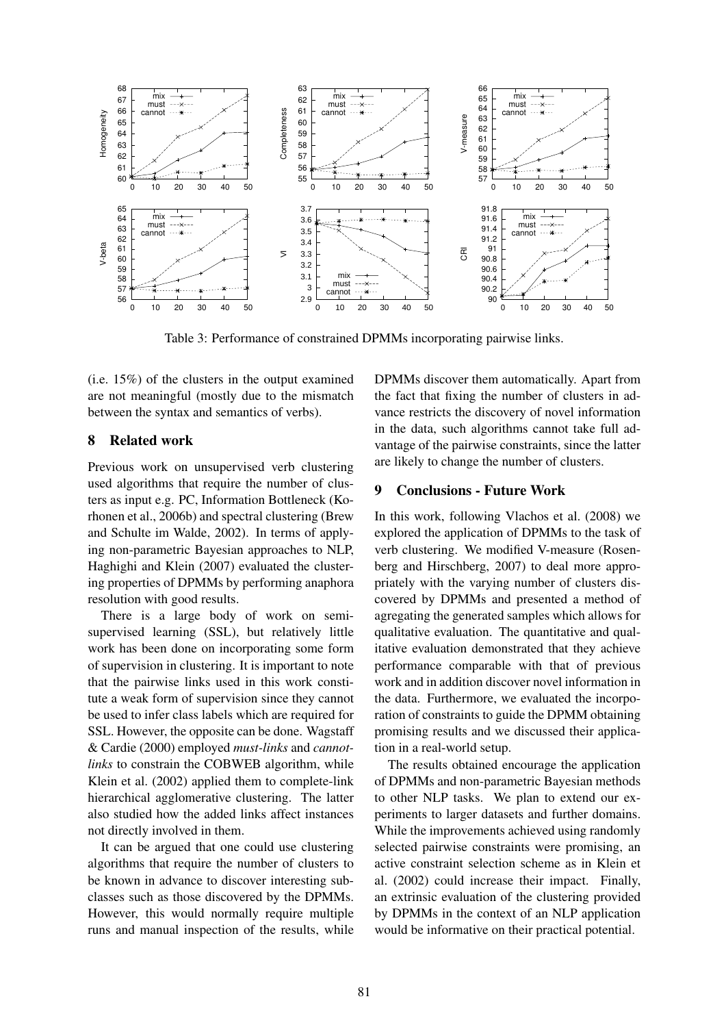Table 3: Performance of constrained DPMMs incorporating pairwise links.

(i.e. 15%) of the clusters in the output examined are not meaningful (mostly due to the mismatch between the syntax and semantics of verbs).

## 8 Related work

Previous work on unsupervised verb clustering used algorithms that require the number of clusters as input e.g. PC, Information Bottleneck (Korhonen et al., 2006b) and spectral clustering (Brew and Schulte im Walde, 2002). In terms of applying non-parametric Bayesian approaches to NLP, Haghighi and Klein (2007) evaluated the clustering properties of DPMMs by performing anaphora resolution with good results.

There is a large body of work on semi-supervised learning (SSL), but relatively little work has been done on incorporating some form of supervision in clustering. It is important to note that the pairwise links used in this work constitute a weak form of supervision since they cannot be used to infer class labels which are required for SSL. However, the opposite can be done. Wagstaff & Cardie (2000) employed *must-links* and *cannot-links* to constrain the COBWEB algorithm, while Klein et al. (2002) applied them to complete-link hierarchical agglomerative clustering. The latter also studied how the added links affect instances not directly involved in them.

It can be argued that one could use clustering algorithms that require the number of clusters to be known in advance to discover interesting subclasses such as those discovered by the DPMMs. However, this would normally require multiple runs and manual inspection of the results, while DPMMs discover them automatically. Apart from the fact that fixing the number of clusters in advance restricts the discovery of novel information in the data, such algorithms cannot take full advantage of the pairwise constraints, since the latter are likely to change the number of clusters.

## 9 Conclusions - Future Work

In this work, following Vlachos et al. (2008) we explored the application of DPMMs to the task of verb clustering. We modified V-measure (Rosenberg and Hirschberg, 2007) to deal more appropriately with the varying number of clusters discovered by DPMMs and presented a method of agregating the generated samples which allows for qualitative evaluation. The quantitative and qualitative evaluation demonstrated that they achieve performance comparable with that of previous work and in addition discover novel information in the data. Furthermore, we evaluated the incorporation of constraints to guide the DPMM obtaining promising results and we discussed their application in a real-world setup.

The results obtained encourage the application of DPMMs and non-parametric Bayesian methods to other NLP tasks. We plan to extend our experiments to larger datasets and further domains. While the improvements achieved using randomly selected pairwise constraints were promising, an active constraint selection scheme as in Klein et al. (2002) could increase their impact. Finally, an extrinsic evaluation of the clustering provided by DPMMs in the context of an NLP application would be informative on their practical potential.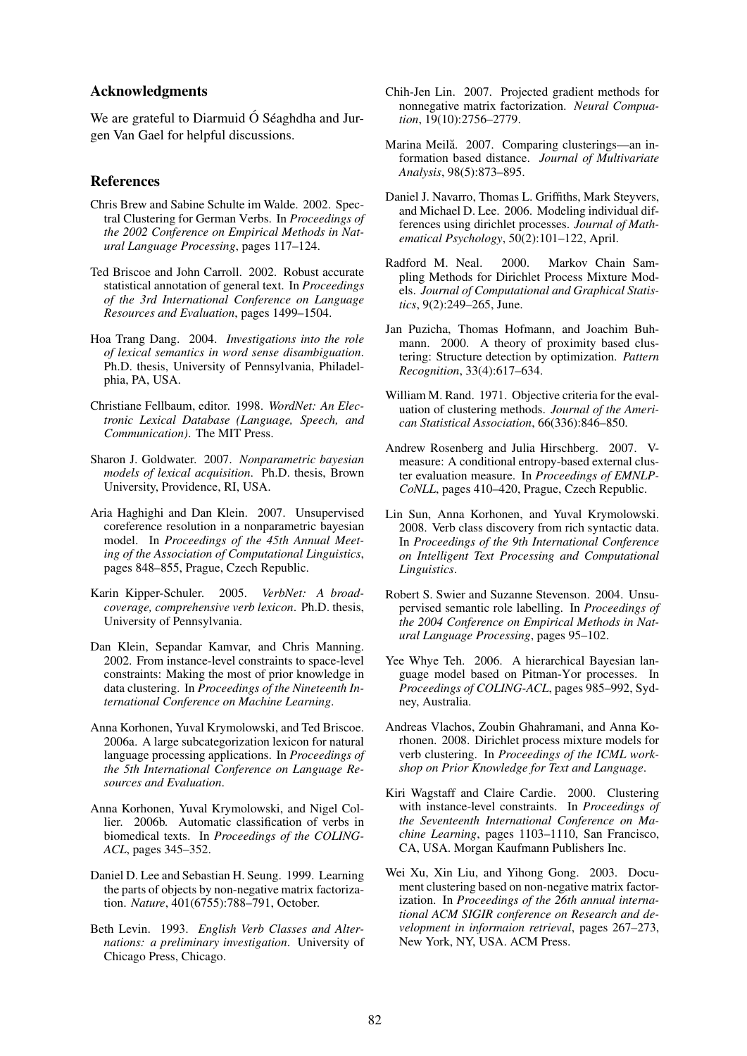## Acknowledgments

We are grateful to Diarmuid Ó Séaghdha and Jurgen Van Gael for helpful discussions.

## References

Chris Brew and Sabine Schulte im Walde. 2002. Spectral Clustering for German Verbs. In *Proceedings of the 2002 Conference on Empirical Methods in Natural Language Processing*, pages 117–124.

Ted Briscoe and John Carroll. 2002. Robust accurate statistical annotation of general text. In *Proceedings of the 3rd International Conference on Language Resources and Evaluation*, pages 1499–1504.

Hoa Trang Dang. 2004. *Investigations into the role of lexical semantics in word sense disambiguation*. Ph.D. thesis, University of Pennsylvania, Philadelphia, PA, USA.

Christiane Fellbaum, editor. 1998. *WordNet: An Electronic Lexical Database (Language, Speech, and Communication)*. The MIT Press.

Sharon J. Goldwater. 2007. *Nonparametric bayesian models of lexical acquisition*. Ph.D. thesis, Brown University, Providence, RI, USA.

Aria Haghighi and Dan Klein. 2007. Unsupervised coreference resolution in a nonparametric bayesian model. In *Proceedings of the 45th Annual Meeting of the Association of Computational Linguistics*, pages 848–855, Prague, Czech Republic.

Karin Kipper-Schuler. 2005. *VerbNet: A broad-coverage, comprehensive verb lexicon*. Ph.D. thesis, University of Pennsylvania.

Dan Klein, Sepandar Kamvar, and Chris Manning. 2002. From instance-level constraints to space-level constraints: Making the most of prior knowledge in data clustering. In *Proceedings of the Nineteenth International Conference on Machine Learning*.

Anna Korhonen, Yuval Krymolowski, and Ted Briscoe. 2006a. A large subcategorization lexicon for natural language processing applications. In *Proceedings of the 5th International Conference on Language Resources and Evaluation*.

Anna Korhonen, Yuval Krymolowski, and Nigel Collier. 2006b. Automatic classification of verbs in biomedical texts. In *Proceedings of the COLING-ACL*, pages 345–352.

Daniel D. Lee and Sebastian H. Seung. 1999. Learning the parts of objects by non-negative matrix factorization. *Nature*, 401(6755):788–791, October.

Beth Levin. 1993. *English Verb Classes and Alternations: a preliminary investigation*. University of Chicago Press, Chicago.

Chih-Jen Lin. 2007. Projected gradient methods for nonnegative matrix factorization. *Neural Compuation*, 19(10):2756–2779.

Marina Meilă. 2007. Comparing clusterings—an information based distance. *Journal of Multivariate Analysis*, 98(5):873–895.

Daniel J. Navarro, Thomas L. Griffiths, Mark Steyvers, and Michael D. Lee. 2006. Modeling individual differences using dirichlet processes. *Journal of Mathematical Psychology*, 50(2):101–122, April.

Radford M. Neal. 2000. Markov Chain Sampling Methods for Dirichlet Process Mixture Models. *Journal of Computational and Graphical Statistics*, 9(2):249–265, June.

Jan Puzicha, Thomas Hofmann, and Joachim Buhmann. 2000. A theory of proximity based clustering: Structure detection by optimization. *Pattern Recognition*, 33(4):617–634.

William M. Rand. 1971. Objective criteria for the evaluation of clustering methods. *Journal of the American Statistical Association*, 66(336):846–850.

Andrew Rosenberg and Julia Hirschberg. 2007. V-measure: A conditional entropy-based external cluster evaluation measure. In *Proceedings of EMNLP-CoNLL*, pages 410–420, Prague, Czech Republic.

Lin Sun, Anna Korhonen, and Yuval Krymolowski. 2008. Verb class discovery from rich syntactic data. In *Proceedings of the 9th International Conference on Intelligent Text Processing and Computational Linguistics*.

Robert S. Swier and Suzanne Stevenson. 2004. Unsupervised semantic role labelling. In *Proceedings of the 2004 Conference on Empirical Methods in Natural Language Processing*, pages 95–102.

Yee Whye Teh. 2006. A hierarchical Bayesian language model based on Pitman-Yor processes. In *Proceedings of COLING-ACL*, pages 985–992, Sydney, Australia.

Andreas Vlachos, Zoubin Ghahramani, and Anna Korhonen. 2008. Dirichlet process mixture models for verb clustering. In *Proceedings of the ICML workshop on Prior Knowledge for Text and Language*.

Kiri Wagstaff and Claire Cardie. 2000. Clustering with instance-level constraints. In *Proceedings of the Seventeenth International Conference on Machine Learning*, pages 1103–1110, San Francisco, CA, USA. Morgan Kaufmann Publishers Inc.

Wei Xu, Xin Liu, and Yihong Gong. 2003. Document clustering based on non-negative matrix factorization. In *Proceedings of the 26th annual international ACM SIGIR conference on Research and development in informaion retrieval*, pages 267–273, New York, NY, USA. ACM Press.